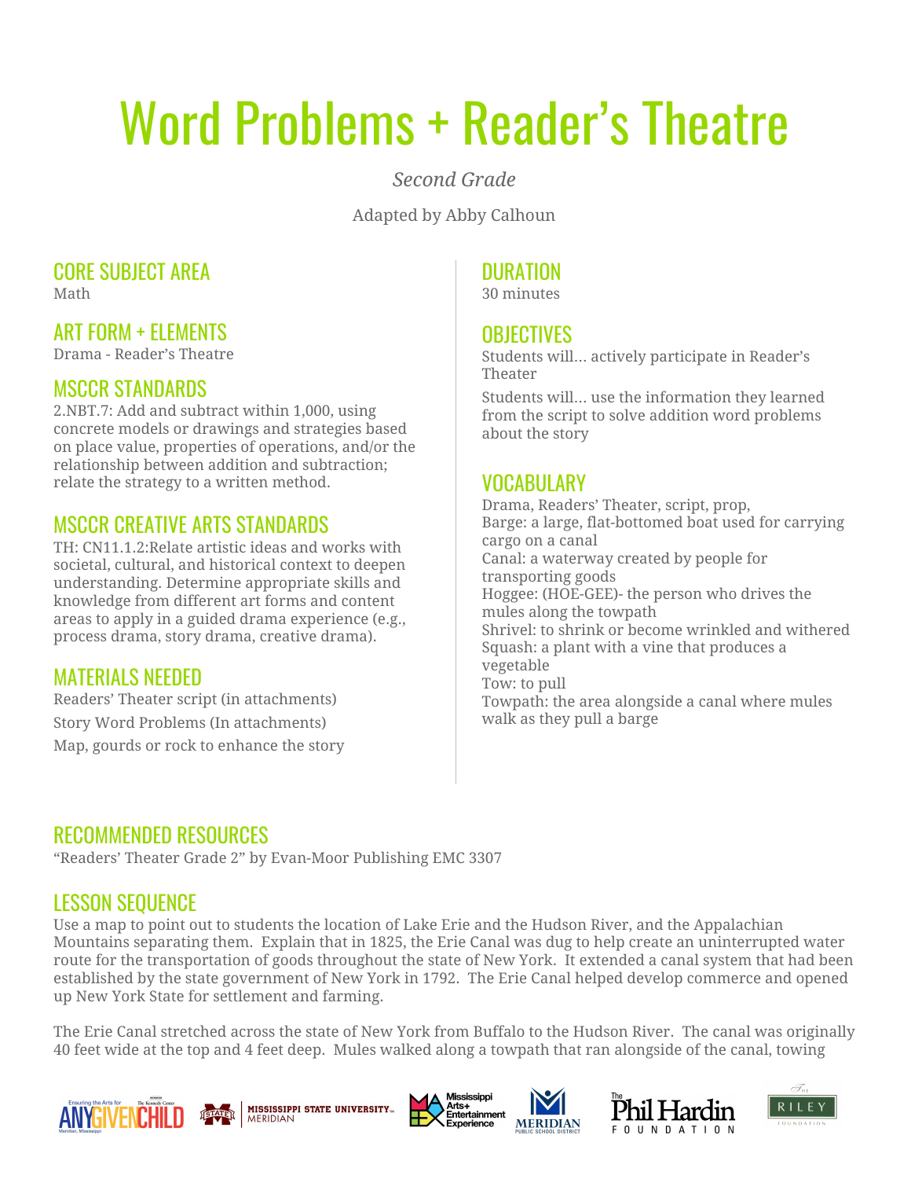# Word Problems + Reader's Theatre

*Second Grade*

Adapted by Abby Calhoun

## CORE SUBJECT AREA
Math

## ART FORM + ELEMENTS
Drama - Reader's Theatre

## MSCCR STANDARDS
2.NBT.7: Add and subtract within 1,000, using concrete models or drawings and strategies based on place value, properties of operations, and/or the relationship between addition and subtraction; relate the strategy to a written method.

## MSCCR CREATIVE ARTS STANDARDS
TH: CN11.1.2:Relate artistic ideas and works with societal, cultural, and historical context to deepen understanding. Determine appropriate skills and knowledge from different art forms and content areas to apply in a guided drama experience (e.g., process drama, story drama, creative drama).

## MATERIALS NEEDED
Readers' Theater script (in attachments)

Story Word Problems (In attachments)

Map, gourds or rock to enhance the story

## DURATION
30 minutes

## OBJECTIVES
Students will… actively participate in Reader's Theater

Students will… use the information they learned from the script to solve addition word problems about the story

## VOCABULARY
Drama, Readers' Theater, script, prop,
Barge: a large, flat-bottomed boat used for carrying cargo on a canal
Canal: a waterway created by people for transporting goods
Hoggee: (HOE-GEE)- the person who drives the mules along the towpath
Shrivel: to shrink or become wrinkled and withered
Squash: a plant with a vine that produces a vegetable
Tow: to pull
Towpath: the area alongside a canal where mules walk as they pull a barge

## RECOMMENDED RESOURCES
"Readers' Theater Grade 2" by Evan-Moor Publishing EMC 3307

## LESSON SEQUENCE
Use a map to point out to students the location of Lake Erie and the Hudson River, and the Appalachian Mountains separating them. Explain that in 1825, the Erie Canal was dug to help create an uninterrupted water route for the transportation of goods throughout the state of New York. It extended a canal system that had been established by the state government of New York in 1792. The Erie Canal helped develop commerce and opened up New York State for settlement and farming.

The Erie Canal stretched across the state of New York from Buffalo to the Hudson River. The canal was originally 40 feet wide at the top and 4 feet deep. Mules walked along a towpath that ran alongside of the canal, towing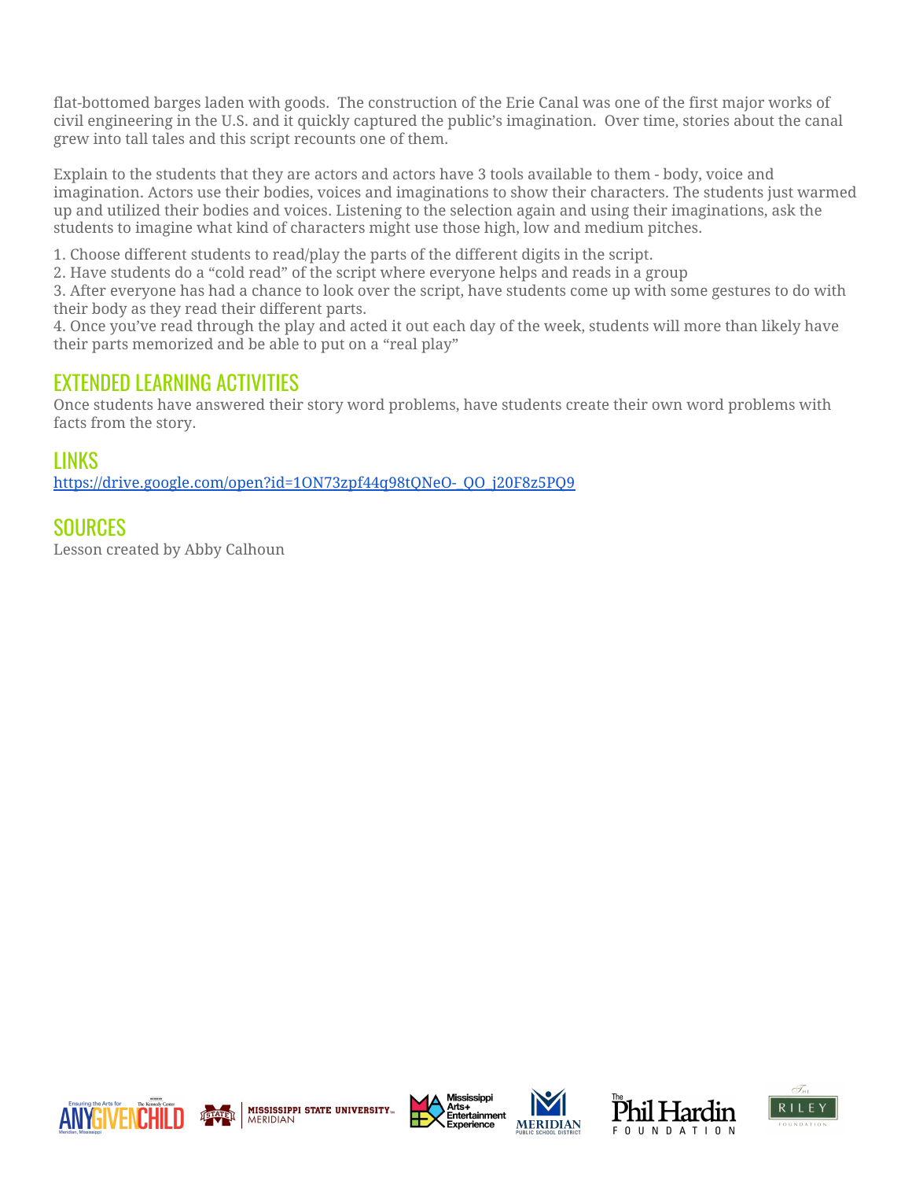flat-bottomed barges laden with goods. The construction of the Erie Canal was one of the first major works of civil engineering in the U.S. and it quickly captured the public's imagination. Over time, stories about the canal grew into tall tales and this script recounts one of them.

Explain to the students that they are actors and actors have 3 tools available to them - body, voice and imagination. Actors use their bodies, voices and imaginations to show their characters. The students just warmed up and utilized their bodies and voices. Listening to the selection again and using their imaginations, ask the students to imagine what kind of characters might use those high, low and medium pitches.

1. Choose different students to read/play the parts of the different digits in the script.
2. Have students do a "cold read" of the script where everyone helps and reads in a group
3. After everyone has had a chance to look over the script, have students come up with some gestures to do with their body as they read their different parts.
4. Once you've read through the play and acted it out each day of the week, students will more than likely have their parts memorized and be able to put on a "real play"

## EXTENDED LEARNING ACTIVITIES

Once students have answered their story word problems, have students create their own word problems with facts from the story.

## LINKS

https://drive.google.com/open?id=1ON73zpf44q98tQNeO-_QO_j20F8z5PQ9

## SOURCES

Lesson created by Abby Calhoun